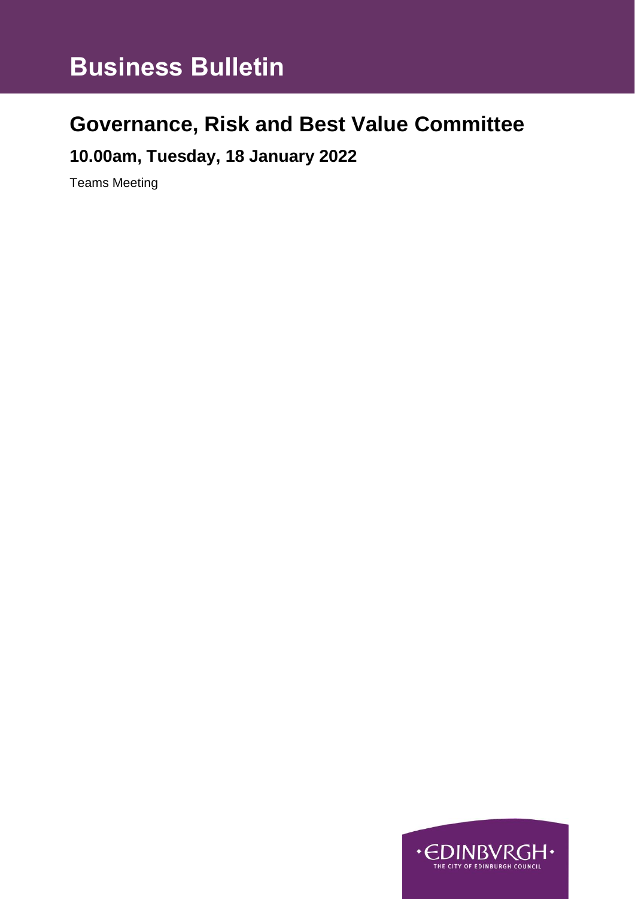# Business Bulletin

## Governance, Risk and Best Value Committee

### 10.00am, Tuesday, 18 January 2022

Teams Meeting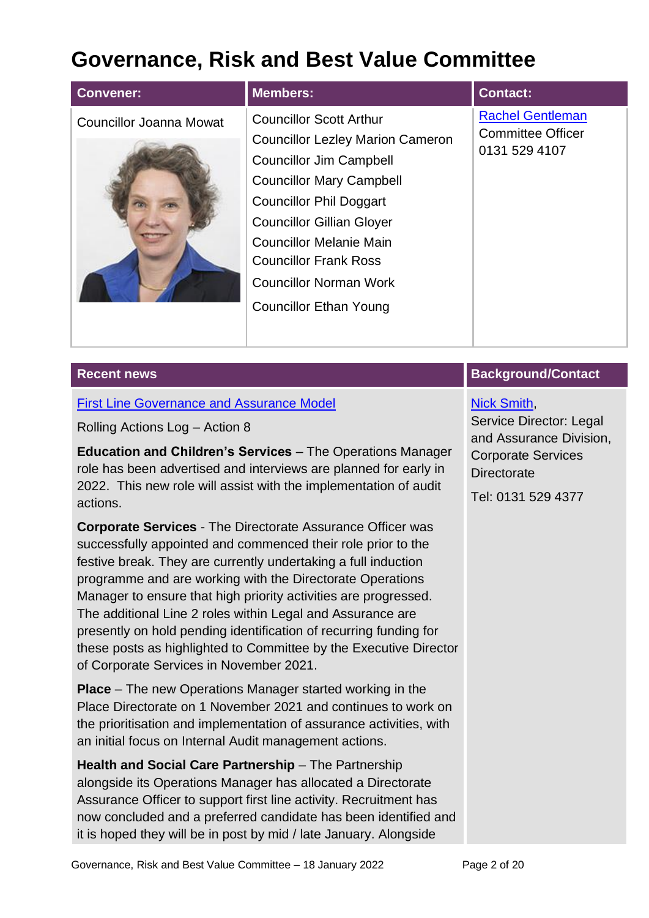# Governance, Risk and Best Value Committee

| Convener: | Members: | Contact: |
|---|---|---|
| Councillor Joanna Mowat | Councillor Scott Arthur<br>Councillor Lezley Marion Cameron<br>Councillor Jim Campbell<br>Councillor Mary Campbell<br>Councillor Phil Doggart<br>Councillor Gillian Gloyer<br>Councillor Melanie Main<br>Councillor Frank Ross<br>Councillor Norman Work<br>Councillor Ethan Young | Rachel Gentleman<br>Committee Officer<br>0131 529 4107 |

| Recent news | Background/Contact |
|---|---|
| First Line Governance and Assurance Model | Nick Smith, Service Director: Legal and Assurance Division, Corporate Services Directorate<br><br>Tel: 0131 529 4377 |

First Line Governance and Assurance Model

Rolling Actions Log – Action 8

**Education and Children's Services** – The Operations Manager role has been advertised and interviews are planned for early in 2022. This new role will assist with the implementation of audit actions.

**Corporate Services** - The Directorate Assurance Officer was successfully appointed and commenced their role prior to the festive break. They are currently undertaking a full induction programme and are working with the Directorate Operations Manager to ensure that high priority activities are progressed. The additional Line 2 roles within Legal and Assurance are presently on hold pending identification of recurring funding for these posts as highlighted to Committee by the Executive Director of Corporate Services in November 2021.

**Place** – The new Operations Manager started working in the Place Directorate on 1 November 2021 and continues to work on the prioritisation and implementation of assurance activities, with an initial focus on Internal Audit management actions.

**Health and Social Care Partnership** – The Partnership alongside its Operations Manager has allocated a Directorate Assurance Officer to support first line activity. Recruitment has now concluded and a preferred candidate has been identified and it is hoped they will be in post by mid / late January. Alongside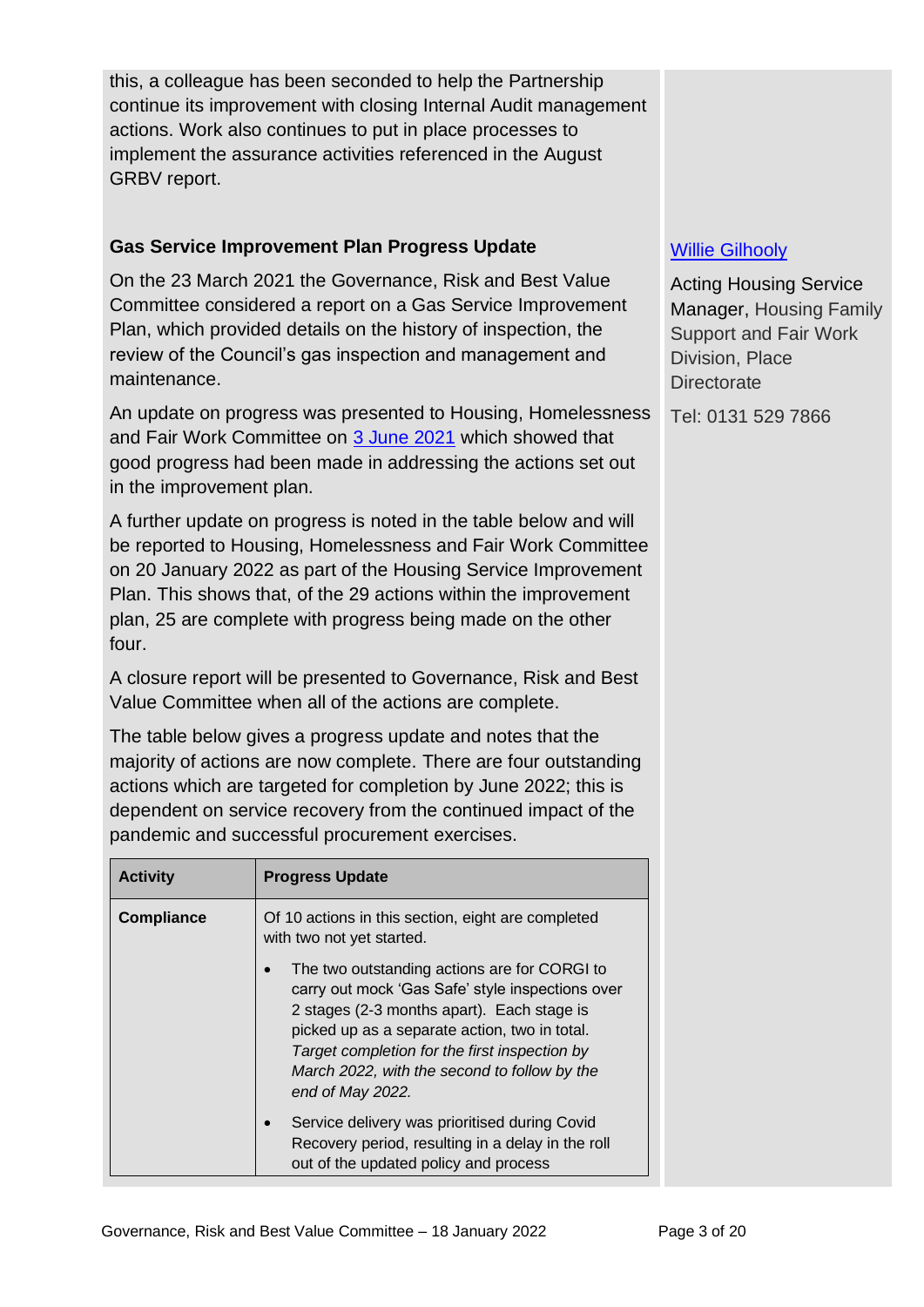this, a colleague has been seconded to help the Partnership continue its improvement with closing Internal Audit management actions. Work also continues to put in place processes to implement the assurance activities referenced in the August GRBV report.

**Gas Service Improvement Plan Progress Update**

[Willie Gilhooly](#)

Acting Housing Service Manager, Housing Family Support and Fair Work Division, Place Directorate

Tel: 0131 529 7866

On the 23 March 2021 the Governance, Risk and Best Value Committee considered a report on a Gas Service Improvement Plan, which provided details on the history of inspection, the review of the Council's gas inspection and management and maintenance.

An update on progress was presented to Housing, Homelessness and Fair Work Committee on [3 June 2021](#) which showed that good progress had been made in addressing the actions set out in the improvement plan.

A further update on progress is noted in the table below and will be reported to Housing, Homelessness and Fair Work Committee on 20 January 2022 as part of the Housing Service Improvement Plan. This shows that, of the 29 actions within the improvement plan, 25 are complete with progress being made on the other four.

A closure report will be presented to Governance, Risk and Best Value Committee when all of the actions are complete.

The table below gives a progress update and notes that the majority of actions are now complete. There are four outstanding actions which are targeted for completion by June 2022; this is dependent on service recovery from the continued impact of the pandemic and successful procurement exercises.

| Activity | Progress Update |
|---|---|
| **Compliance** | Of 10 actions in this section, eight are completed with two not yet started.<br>• The two outstanding actions are for CORGI to carry out mock 'Gas Safe' style inspections over 2 stages (2-3 months apart). Each stage is picked up as a separate action, two in total. *Target completion for the first inspection by March 2022, with the second to follow by the end of May 2022.*<br>• Service delivery was prioritised during Covid Recovery period, resulting in a delay in the roll out of the updated policy and process |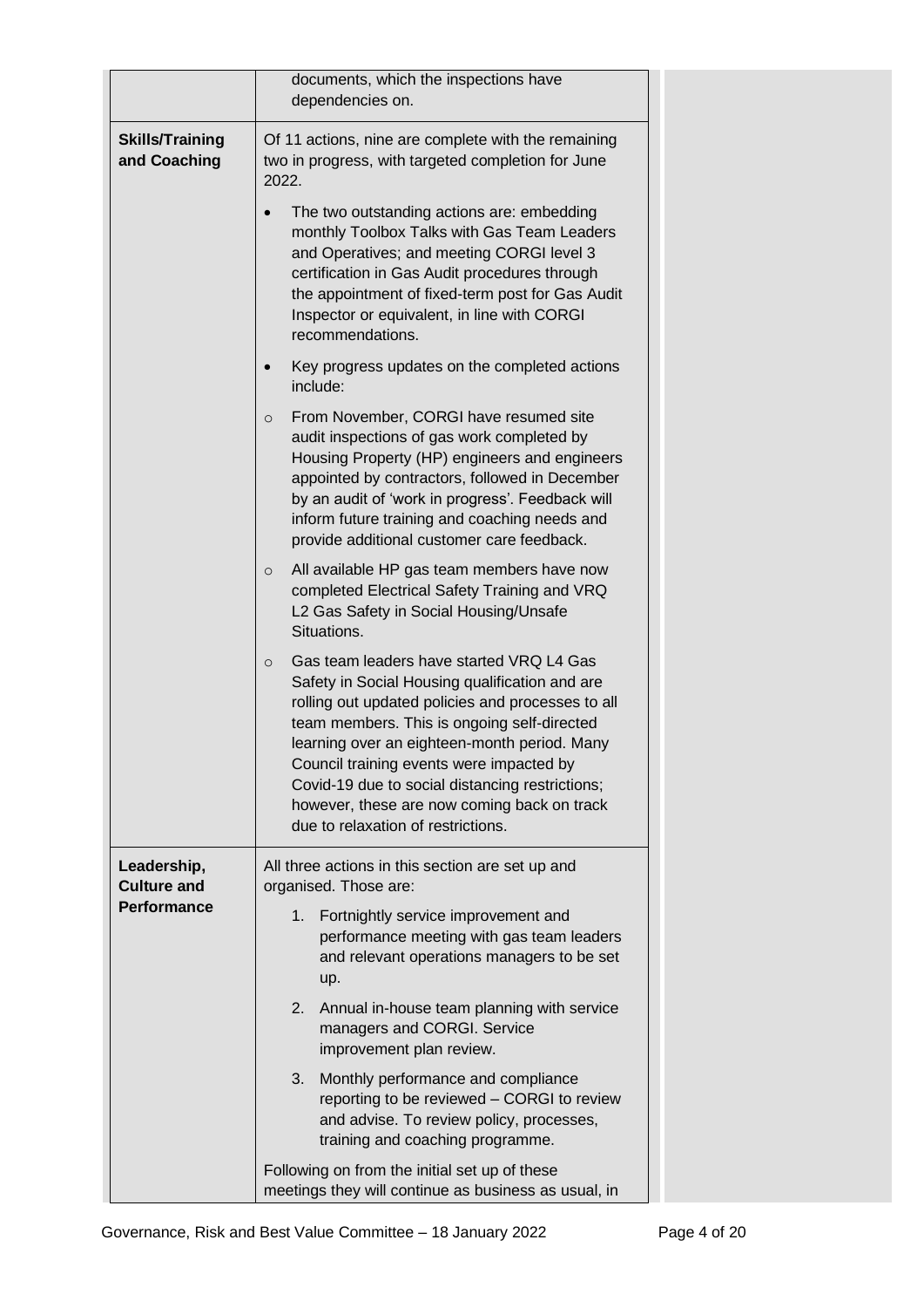| | |
|---|---|
| | documents, which the inspections have dependencies on. |
| **Skills/Training and Coaching** | Of 11 actions, nine are complete with the remaining two in progress, with targeted completion for June 2022.<br><br>• The two outstanding actions are: embedding monthly Toolbox Talks with Gas Team Leaders and Operatives; and meeting CORGI level 3 certification in Gas Audit procedures through the appointment of fixed-term post for Gas Audit Inspector or equivalent, in line with CORGI recommendations.<br><br>• Key progress updates on the completed actions include:<br><br>○ From November, CORGI have resumed site audit inspections of gas work completed by Housing Property (HP) engineers and engineers appointed by contractors, followed in December by an audit of 'work in progress'. Feedback will inform future training and coaching needs and provide additional customer care feedback.<br><br>○ All available HP gas team members have now completed Electrical Safety Training and VRQ L2 Gas Safety in Social Housing/Unsafe Situations.<br><br>○ Gas team leaders have started VRQ L4 Gas Safety in Social Housing qualification and are rolling out updated policies and processes to all team members. This is ongoing self-directed learning over an eighteen-month period. Many Council training events were impacted by Covid-19 due to social distancing restrictions; however, these are now coming back on track due to relaxation of restrictions. |
| **Leadership, Culture and Performance** | All three actions in this section are set up and organised. Those are:<br><br>1. Fortnightly service improvement and performance meeting with gas team leaders and relevant operations managers to be set up.<br><br>2. Annual in-house team planning with service managers and CORGI. Service improvement plan review.<br><br>3. Monthly performance and compliance reporting to be reviewed – CORGI to review and advise. To review policy, processes, training and coaching programme.<br><br>Following on from the initial set up of these meetings they will continue as business as usual, in |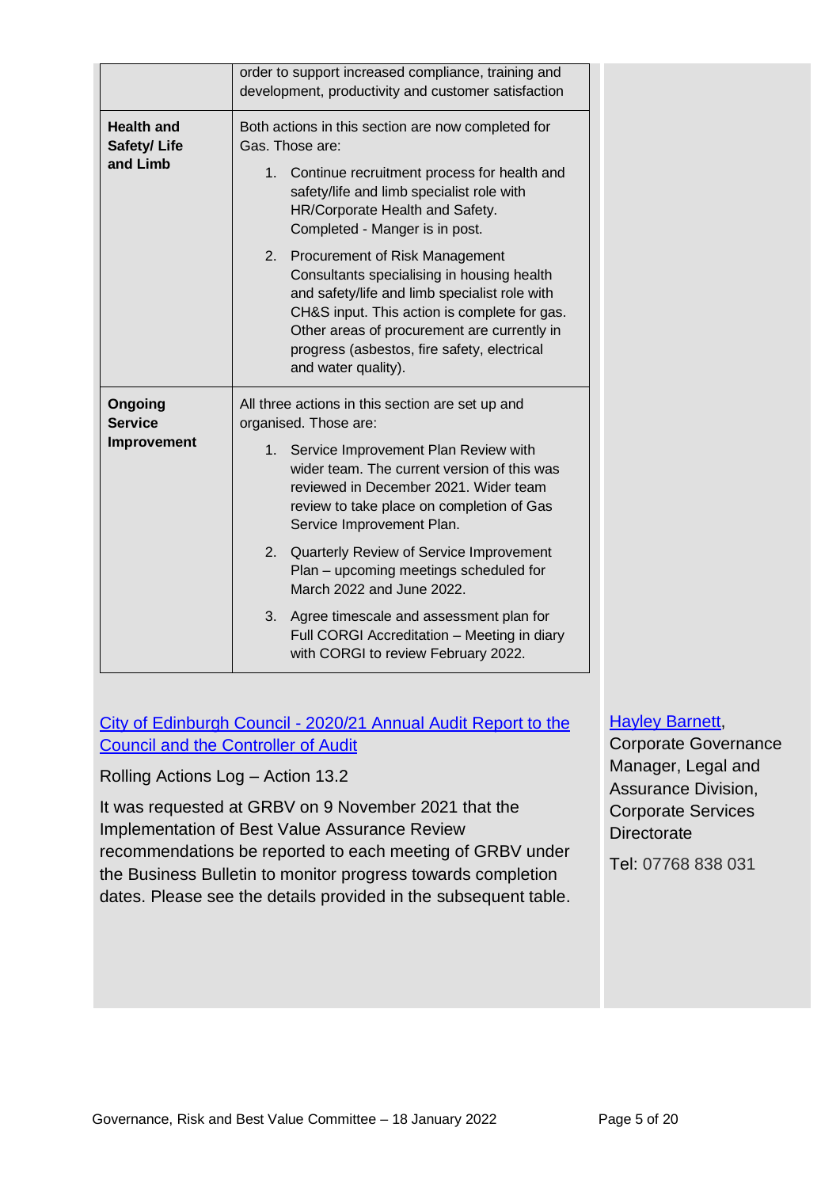| | |
|---|---|
| | order to support increased compliance, training and development, productivity and customer satisfaction |
| **Health and Safety/ Life and Limb** | Both actions in this section are now completed for Gas. Those are:<br>1. Continue recruitment process for health and safety/life and limb specialist role with HR/Corporate Health and Safety. Completed - Manger is in post.<br>2. Procurement of Risk Management Consultants specialising in housing health and safety/life and limb specialist role with CH&S input. This action is complete for gas. Other areas of procurement are currently in progress (asbestos, fire safety, electrical and water quality). |
| **Ongoing Service Improvement** | All three actions in this section are set up and organised. Those are:<br>1. Service Improvement Plan Review with wider team. The current version of this was reviewed in December 2021. Wider team review to take place on completion of Gas Service Improvement Plan.<br>2. Quarterly Review of Service Improvement Plan – upcoming meetings scheduled for March 2022 and June 2022.<br>3. Agree timescale and assessment plan for Full CORGI Accreditation – Meeting in diary with CORGI to review February 2022. |

City of Edinburgh Council - 2020/21 Annual Audit Report to the Council and the Controller of Audit

Rolling Actions Log – Action 13.2

It was requested at GRBV on 9 November 2021 that the Implementation of Best Value Assurance Review recommendations be reported to each meeting of GRBV under the Business Bulletin to monitor progress towards completion dates. Please see the details provided in the subsequent table.

Hayley Barnett, Corporate Governance Manager, Legal and Assurance Division, Corporate Services Directorate

Tel: 07768 838 031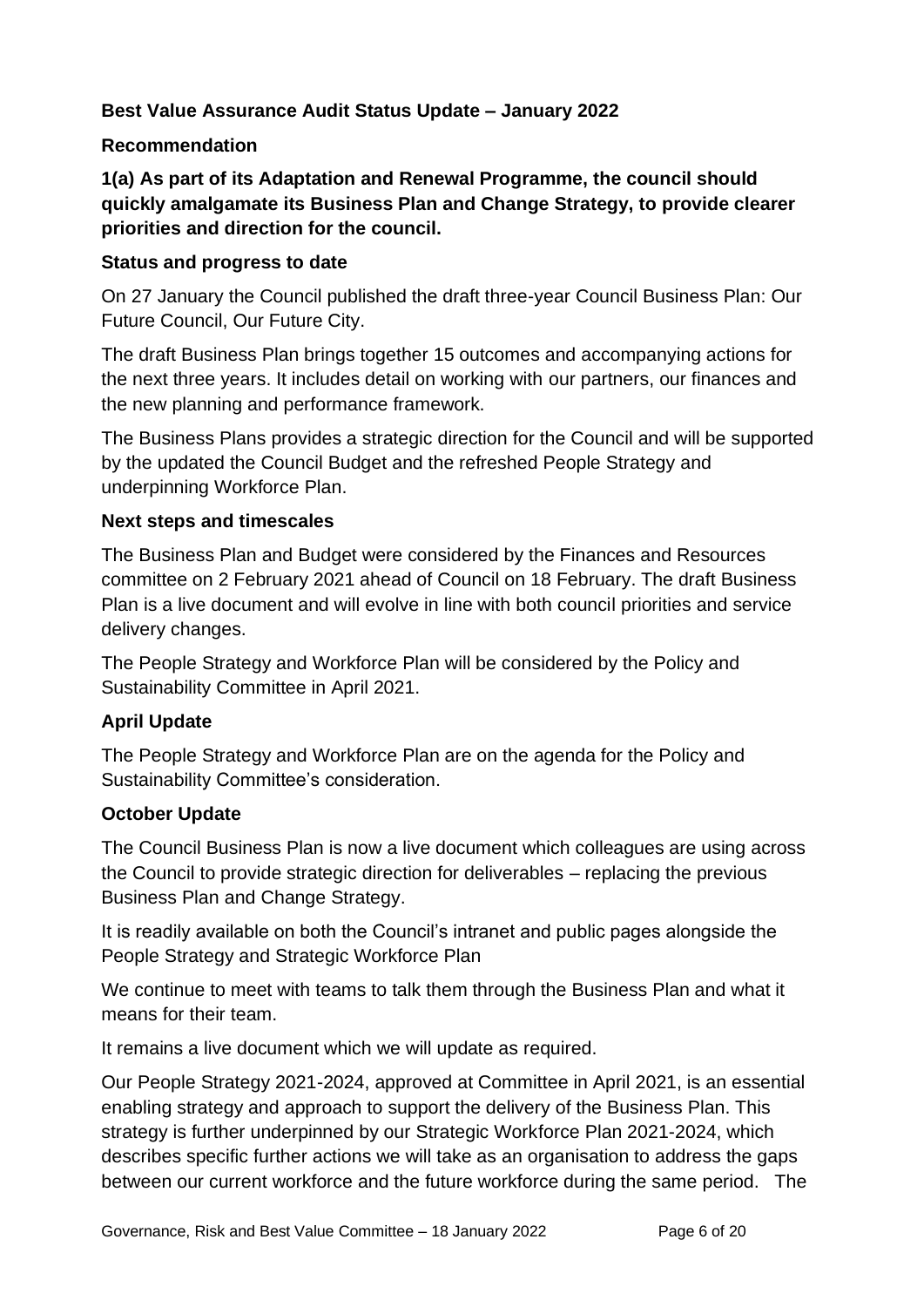**Best Value Assurance Audit Status Update – January 2022**

**Recommendation**

**1(a) As part of its Adaptation and Renewal Programme, the council should quickly amalgamate its Business Plan and Change Strategy, to provide clearer priorities and direction for the council.**

**Status and progress to date**

On 27 January the Council published the draft three-year Council Business Plan: Our Future Council, Our Future City.

The draft Business Plan brings together 15 outcomes and accompanying actions for the next three years. It includes detail on working with our partners, our finances and the new planning and performance framework.

The Business Plans provides a strategic direction for the Council and will be supported by the updated the Council Budget and the refreshed People Strategy and underpinning Workforce Plan.

**Next steps and timescales**

The Business Plan and Budget were considered by the Finances and Resources committee on 2 February 2021 ahead of Council on 18 February. The draft Business Plan is a live document and will evolve in line with both council priorities and service delivery changes.

The People Strategy and Workforce Plan will be considered by the Policy and Sustainability Committee in April 2021.

**April Update**

The People Strategy and Workforce Plan are on the agenda for the Policy and Sustainability Committee's consideration.

**October Update**

The Council Business Plan is now a live document which colleagues are using across the Council to provide strategic direction for deliverables – replacing the previous Business Plan and Change Strategy.

It is readily available on both the Council's intranet and public pages alongside the People Strategy and Strategic Workforce Plan

We continue to meet with teams to talk them through the Business Plan and what it means for their team.

It remains a live document which we will update as required.

Our People Strategy 2021-2024, approved at Committee in April 2021, is an essential enabling strategy and approach to support the delivery of the Business Plan. This strategy is further underpinned by our Strategic Workforce Plan 2021-2024, which describes specific further actions we will take as an organisation to address the gaps between our current workforce and the future workforce during the same period. The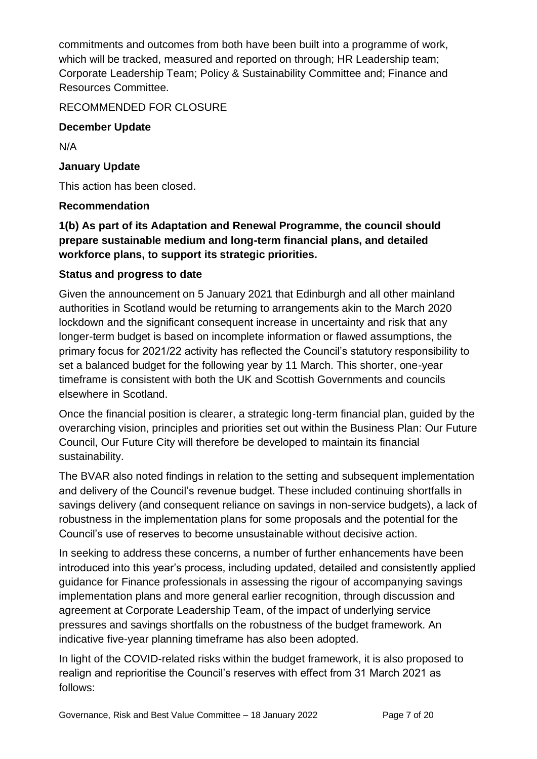commitments and outcomes from both have been built into a programme of work, which will be tracked, measured and reported on through; HR Leadership team; Corporate Leadership Team; Policy & Sustainability Committee and; Finance and Resources Committee.

RECOMMENDED FOR CLOSURE

**December Update**

N/A

**January Update**

This action has been closed.

**Recommendation**

**1(b) As part of its Adaptation and Renewal Programme, the council should prepare sustainable medium and long-term financial plans, and detailed workforce plans, to support its strategic priorities.**

**Status and progress to date**

Given the announcement on 5 January 2021 that Edinburgh and all other mainland authorities in Scotland would be returning to arrangements akin to the March 2020 lockdown and the significant consequent increase in uncertainty and risk that any longer-term budget is based on incomplete information or flawed assumptions, the primary focus for 2021/22 activity has reflected the Council's statutory responsibility to set a balanced budget for the following year by 11 March. This shorter, one-year timeframe is consistent with both the UK and Scottish Governments and councils elsewhere in Scotland.

Once the financial position is clearer, a strategic long-term financial plan, guided by the overarching vision, principles and priorities set out within the Business Plan: Our Future Council, Our Future City will therefore be developed to maintain its financial sustainability.

The BVAR also noted findings in relation to the setting and subsequent implementation and delivery of the Council's revenue budget. These included continuing shortfalls in savings delivery (and consequent reliance on savings in non-service budgets), a lack of robustness in the implementation plans for some proposals and the potential for the Council's use of reserves to become unsustainable without decisive action.

In seeking to address these concerns, a number of further enhancements have been introduced into this year's process, including updated, detailed and consistently applied guidance for Finance professionals in assessing the rigour of accompanying savings implementation plans and more general earlier recognition, through discussion and agreement at Corporate Leadership Team, of the impact of underlying service pressures and savings shortfalls on the robustness of the budget framework. An indicative five-year planning timeframe has also been adopted.

In light of the COVID-related risks within the budget framework, it is also proposed to realign and reprioritise the Council's reserves with effect from 31 March 2021 as follows: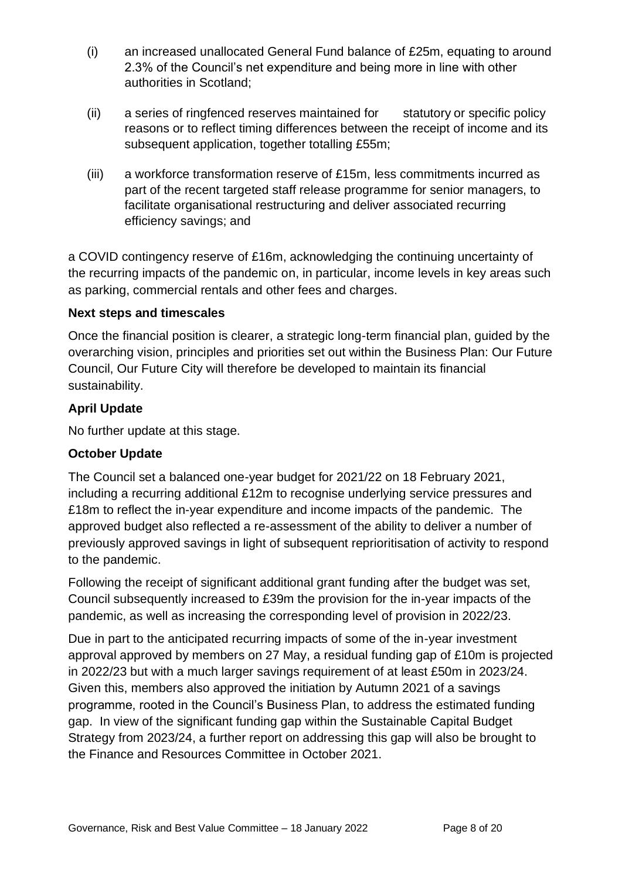(i) an increased unallocated General Fund balance of £25m, equating to around 2.3% of the Council's net expenditure and being more in line with other authorities in Scotland;

(ii) a series of ringfenced reserves maintained for statutory or specific policy reasons or to reflect timing differences between the receipt of income and its subsequent application, together totalling £55m;

(iii) a workforce transformation reserve of £15m, less commitments incurred as part of the recent targeted staff release programme for senior managers, to facilitate organisational restructuring and deliver associated recurring efficiency savings; and

a COVID contingency reserve of £16m, acknowledging the continuing uncertainty of the recurring impacts of the pandemic on, in particular, income levels in key areas such as parking, commercial rentals and other fees and charges.

**Next steps and timescales**

Once the financial position is clearer, a strategic long-term financial plan, guided by the overarching vision, principles and priorities set out within the Business Plan: Our Future Council, Our Future City will therefore be developed to maintain its financial sustainability.

**April Update**

No further update at this stage.

**October Update**

The Council set a balanced one-year budget for 2021/22 on 18 February 2021, including a recurring additional £12m to recognise underlying service pressures and £18m to reflect the in-year expenditure and income impacts of the pandemic. The approved budget also reflected a re-assessment of the ability to deliver a number of previously approved savings in light of subsequent reprioritisation of activity to respond to the pandemic.

Following the receipt of significant additional grant funding after the budget was set, Council subsequently increased to £39m the provision for the in-year impacts of the pandemic, as well as increasing the corresponding level of provision in 2022/23.

Due in part to the anticipated recurring impacts of some of the in-year investment approval approved by members on 27 May, a residual funding gap of £10m is projected in 2022/23 but with a much larger savings requirement of at least £50m in 2023/24. Given this, members also approved the initiation by Autumn 2021 of a savings programme, rooted in the Council's Business Plan, to address the estimated funding gap. In view of the significant funding gap within the Sustainable Capital Budget Strategy from 2023/24, a further report on addressing this gap will also be brought to the Finance and Resources Committee in October 2021.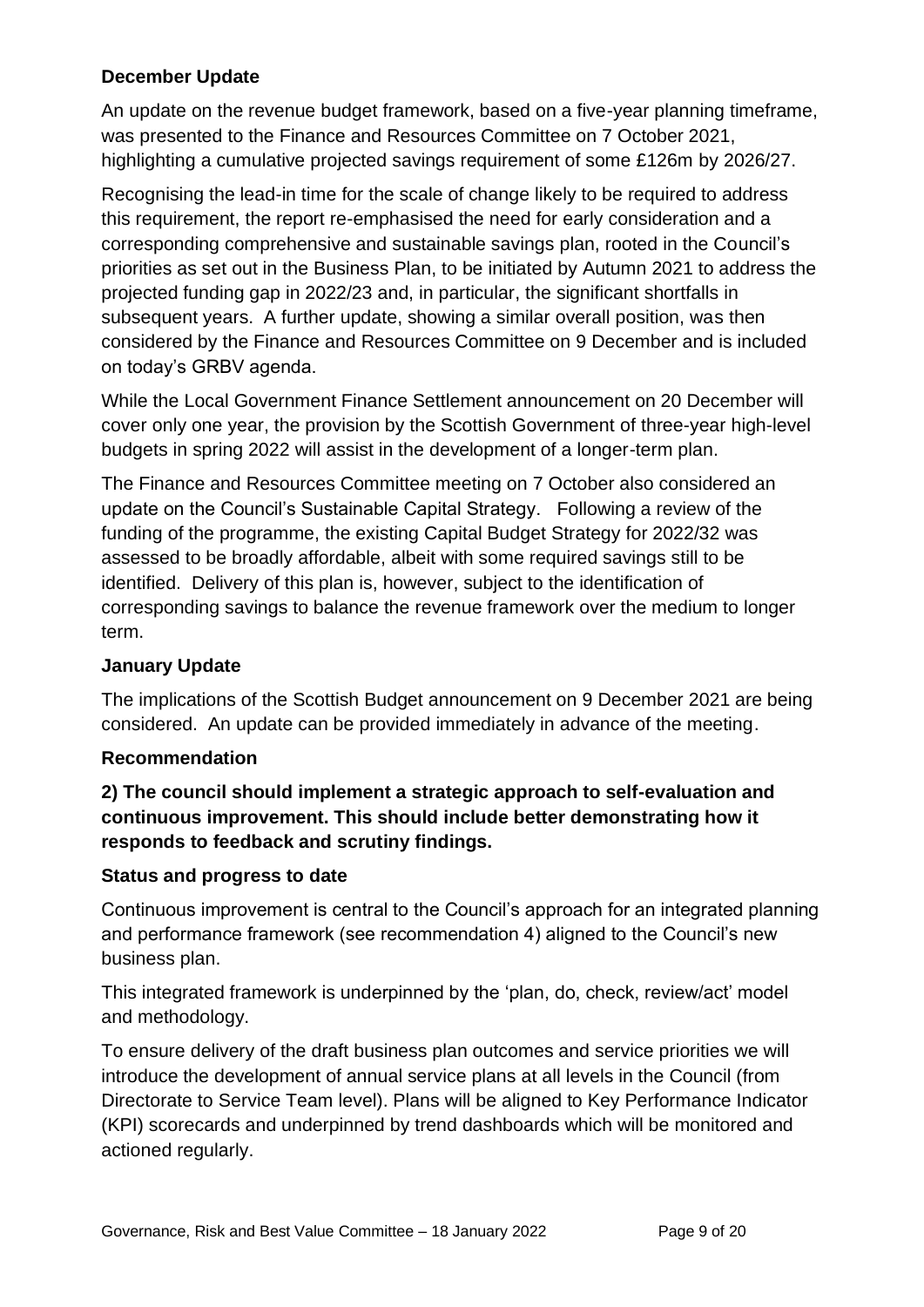**December Update**

An update on the revenue budget framework, based on a five-year planning timeframe, was presented to the Finance and Resources Committee on 7 October 2021, highlighting a cumulative projected savings requirement of some £126m by 2026/27.

Recognising the lead-in time for the scale of change likely to be required to address this requirement, the report re-emphasised the need for early consideration and a corresponding comprehensive and sustainable savings plan, rooted in the Council's priorities as set out in the Business Plan, to be initiated by Autumn 2021 to address the projected funding gap in 2022/23 and, in particular, the significant shortfalls in subsequent years. A further update, showing a similar overall position, was then considered by the Finance and Resources Committee on 9 December and is included on today's GRBV agenda.

While the Local Government Finance Settlement announcement on 20 December will cover only one year, the provision by the Scottish Government of three-year high-level budgets in spring 2022 will assist in the development of a longer-term plan.

The Finance and Resources Committee meeting on 7 October also considered an update on the Council's Sustainable Capital Strategy. Following a review of the funding of the programme, the existing Capital Budget Strategy for 2022/32 was assessed to be broadly affordable, albeit with some required savings still to be identified. Delivery of this plan is, however, subject to the identification of corresponding savings to balance the revenue framework over the medium to longer term.

**January Update**

The implications of the Scottish Budget announcement on 9 December 2021 are being considered. An update can be provided immediately in advance of the meeting.

**Recommendation**

**2) The council should implement a strategic approach to self-evaluation and continuous improvement. This should include better demonstrating how it responds to feedback and scrutiny findings.**

**Status and progress to date**

Continuous improvement is central to the Council's approach for an integrated planning and performance framework (see recommendation 4) aligned to the Council's new business plan.

This integrated framework is underpinned by the 'plan, do, check, review/act' model and methodology.

To ensure delivery of the draft business plan outcomes and service priorities we will introduce the development of annual service plans at all levels in the Council (from Directorate to Service Team level). Plans will be aligned to Key Performance Indicator (KPI) scorecards and underpinned by trend dashboards which will be monitored and actioned regularly.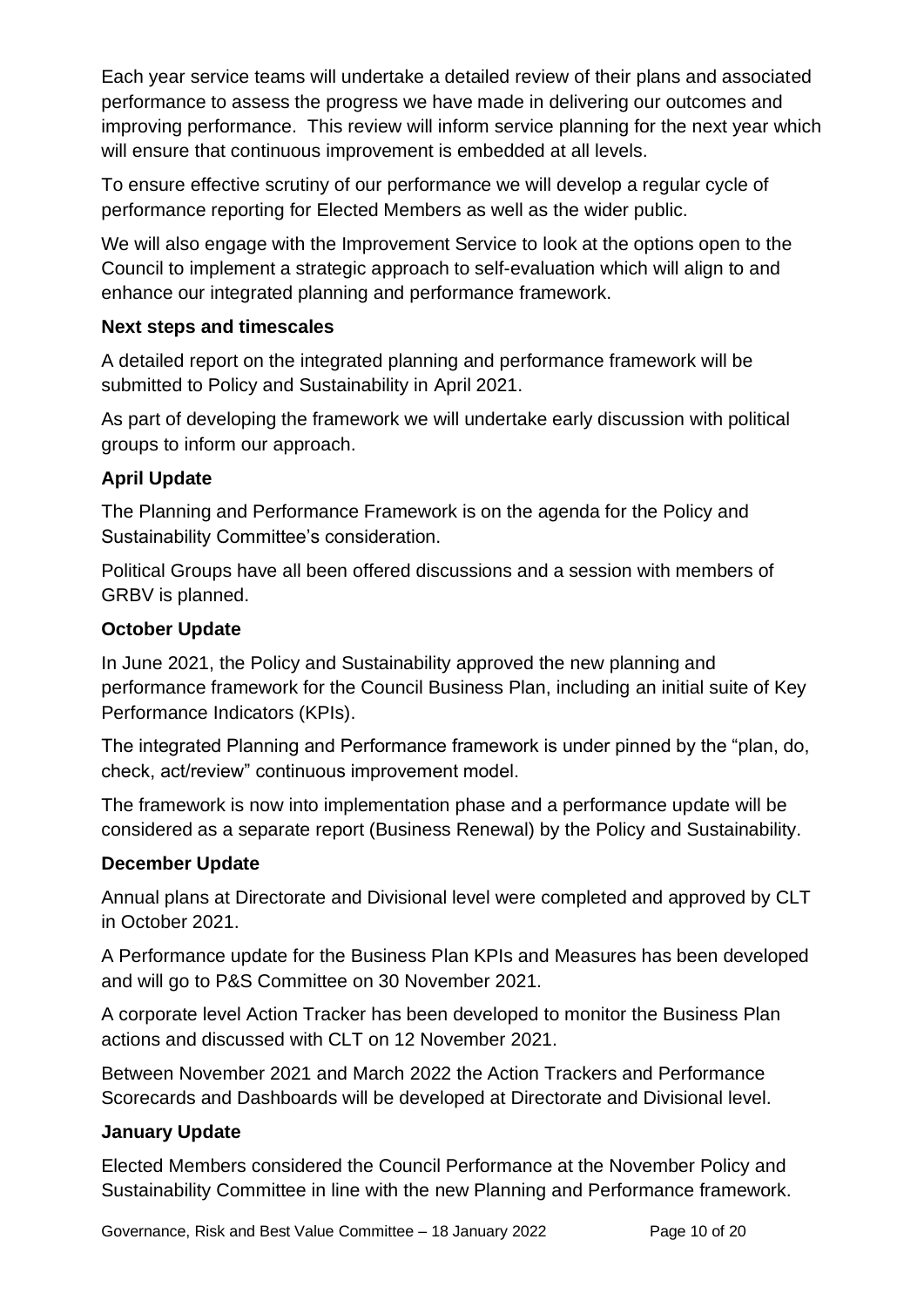Each year service teams will undertake a detailed review of their plans and associated performance to assess the progress we have made in delivering our outcomes and improving performance. This review will inform service planning for the next year which will ensure that continuous improvement is embedded at all levels.

To ensure effective scrutiny of our performance we will develop a regular cycle of performance reporting for Elected Members as well as the wider public.

We will also engage with the Improvement Service to look at the options open to the Council to implement a strategic approach to self-evaluation which will align to and enhance our integrated planning and performance framework.

**Next steps and timescales**

A detailed report on the integrated planning and performance framework will be submitted to Policy and Sustainability in April 2021.

As part of developing the framework we will undertake early discussion with political groups to inform our approach.

**April Update**

The Planning and Performance Framework is on the agenda for the Policy and Sustainability Committee's consideration.

Political Groups have all been offered discussions and a session with members of GRBV is planned.

**October Update**

In June 2021, the Policy and Sustainability approved the new planning and performance framework for the Council Business Plan, including an initial suite of Key Performance Indicators (KPIs).

The integrated Planning and Performance framework is under pinned by the "plan, do, check, act/review" continuous improvement model.

The framework is now into implementation phase and a performance update will be considered as a separate report (Business Renewal) by the Policy and Sustainability.

**December Update**

Annual plans at Directorate and Divisional level were completed and approved by CLT in October 2021.

A Performance update for the Business Plan KPIs and Measures has been developed and will go to P&S Committee on 30 November 2021.

A corporate level Action Tracker has been developed to monitor the Business Plan actions and discussed with CLT on 12 November 2021.

Between November 2021 and March 2022 the Action Trackers and Performance Scorecards and Dashboards will be developed at Directorate and Divisional level.

**January Update**

Elected Members considered the Council Performance at the November Policy and Sustainability Committee in line with the new Planning and Performance framework.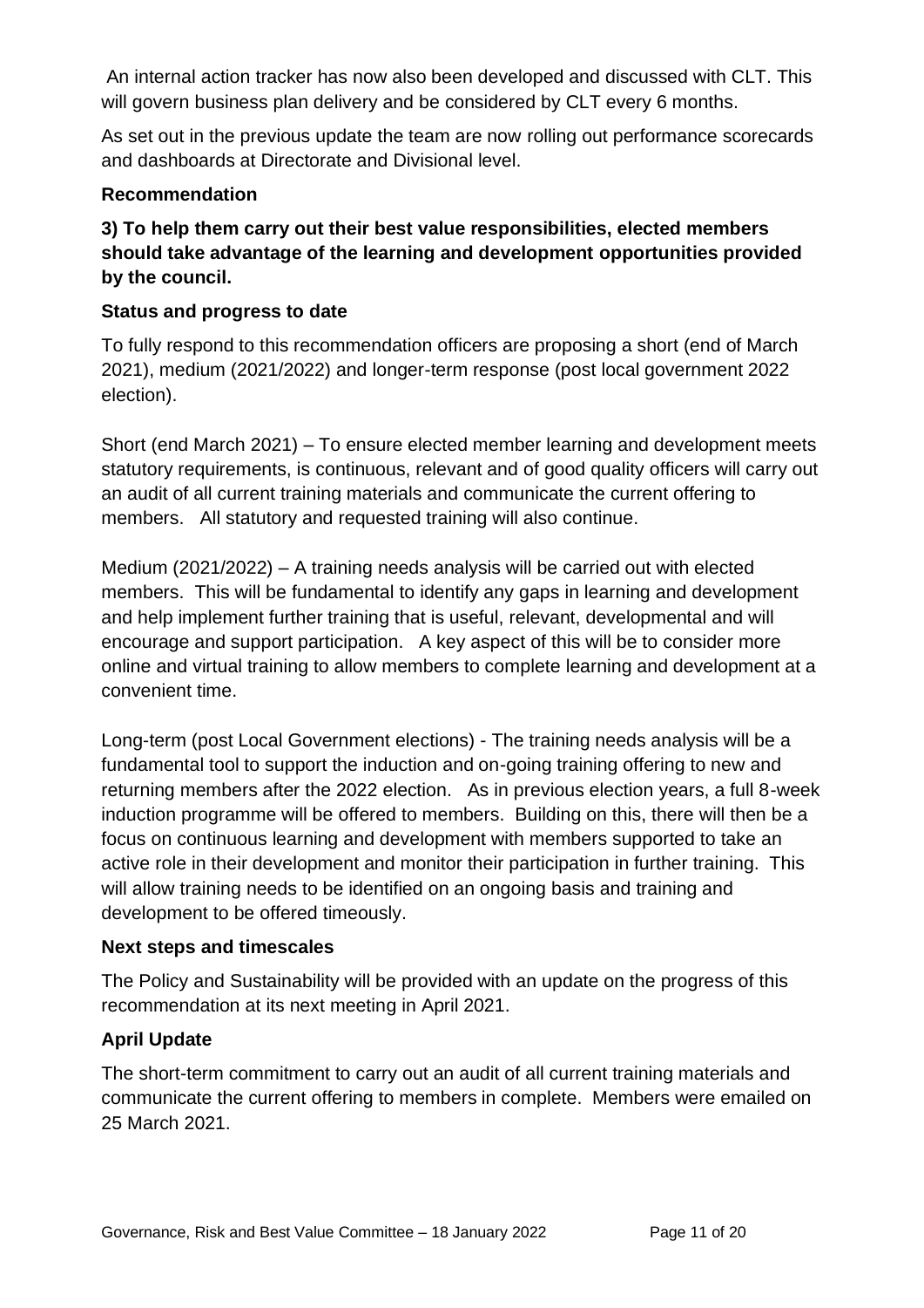An internal action tracker has now also been developed and discussed with CLT. This will govern business plan delivery and be considered by CLT every 6 months.

As set out in the previous update the team are now rolling out performance scorecards and dashboards at Directorate and Divisional level.

**Recommendation**

**3) To help them carry out their best value responsibilities, elected members should take advantage of the learning and development opportunities provided by the council.**

**Status and progress to date**

To fully respond to this recommendation officers are proposing a short (end of March 2021), medium (2021/2022) and longer-term response (post local government 2022 election).

Short (end March 2021) – To ensure elected member learning and development meets statutory requirements, is continuous, relevant and of good quality officers will carry out an audit of all current training materials and communicate the current offering to members. All statutory and requested training will also continue.

Medium (2021/2022) – A training needs analysis will be carried out with elected members. This will be fundamental to identify any gaps in learning and development and help implement further training that is useful, relevant, developmental and will encourage and support participation. A key aspect of this will be to consider more online and virtual training to allow members to complete learning and development at a convenient time.

Long-term (post Local Government elections) - The training needs analysis will be a fundamental tool to support the induction and on-going training offering to new and returning members after the 2022 election. As in previous election years, a full 8-week induction programme will be offered to members. Building on this, there will then be a focus on continuous learning and development with members supported to take an active role in their development and monitor their participation in further training. This will allow training needs to be identified on an ongoing basis and training and development to be offered timeously.

**Next steps and timescales**

The Policy and Sustainability will be provided with an update on the progress of this recommendation at its next meeting in April 2021.

**April Update**

The short-term commitment to carry out an audit of all current training materials and communicate the current offering to members in complete. Members were emailed on 25 March 2021.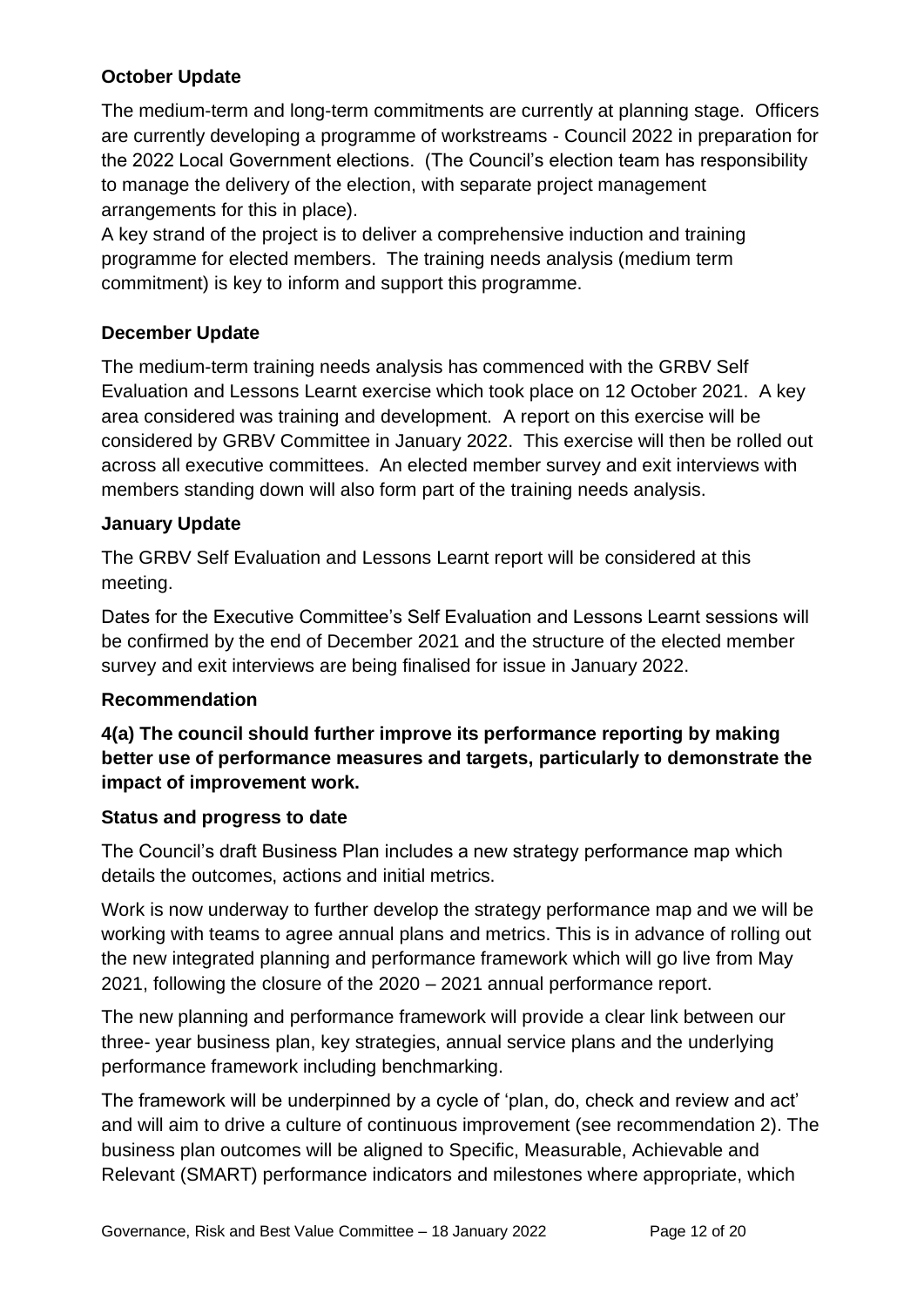**October Update**

The medium-term and long-term commitments are currently at planning stage. Officers are currently developing a programme of workstreams - Council 2022 in preparation for the 2022 Local Government elections. (The Council's election team has responsibility to manage the delivery of the election, with separate project management arrangements for this in place).

A key strand of the project is to deliver a comprehensive induction and training programme for elected members. The training needs analysis (medium term commitment) is key to inform and support this programme.

**December Update**

The medium-term training needs analysis has commenced with the GRBV Self Evaluation and Lessons Learnt exercise which took place on 12 October 2021. A key area considered was training and development. A report on this exercise will be considered by GRBV Committee in January 2022. This exercise will then be rolled out across all executive committees. An elected member survey and exit interviews with members standing down will also form part of the training needs analysis.

**January Update**

The GRBV Self Evaluation and Lessons Learnt report will be considered at this meeting.

Dates for the Executive Committee's Self Evaluation and Lessons Learnt sessions will be confirmed by the end of December 2021 and the structure of the elected member survey and exit interviews are being finalised for issue in January 2022.

**Recommendation**

**4(a) The council should further improve its performance reporting by making better use of performance measures and targets, particularly to demonstrate the impact of improvement work.**

**Status and progress to date**

The Council's draft Business Plan includes a new strategy performance map which details the outcomes, actions and initial metrics.

Work is now underway to further develop the strategy performance map and we will be working with teams to agree annual plans and metrics. This is in advance of rolling out the new integrated planning and performance framework which will go live from May 2021, following the closure of the 2020 – 2021 annual performance report.

The new planning and performance framework will provide a clear link between our three- year business plan, key strategies, annual service plans and the underlying performance framework including benchmarking.

The framework will be underpinned by a cycle of 'plan, do, check and review and act' and will aim to drive a culture of continuous improvement (see recommendation 2). The business plan outcomes will be aligned to Specific, Measurable, Achievable and Relevant (SMART) performance indicators and milestones where appropriate, which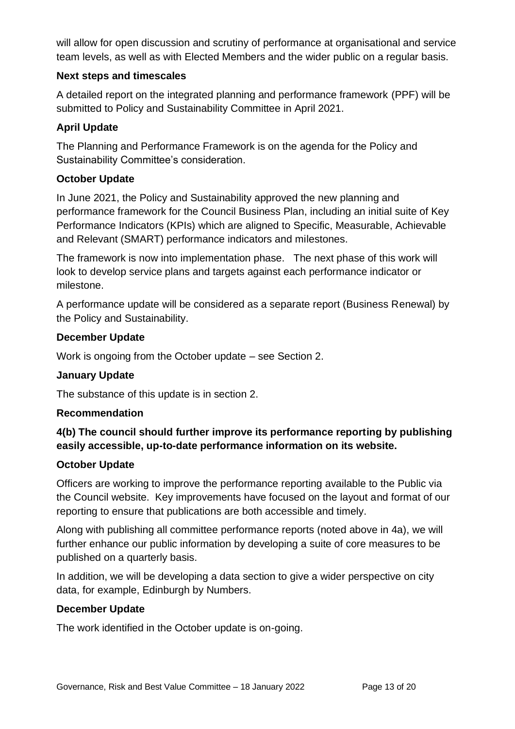will allow for open discussion and scrutiny of performance at organisational and service team levels, as well as with Elected Members and the wider public on a regular basis.

**Next steps and timescales**

A detailed report on the integrated planning and performance framework (PPF) will be submitted to Policy and Sustainability Committee in April 2021.

**April Update**

The Planning and Performance Framework is on the agenda for the Policy and Sustainability Committee's consideration.

**October Update**

In June 2021, the Policy and Sustainability approved the new planning and performance framework for the Council Business Plan, including an initial suite of Key Performance Indicators (KPIs) which are aligned to Specific, Measurable, Achievable and Relevant (SMART) performance indicators and milestones.

The framework is now into implementation phase. The next phase of this work will look to develop service plans and targets against each performance indicator or milestone.

A performance update will be considered as a separate report (Business Renewal) by the Policy and Sustainability.

**December Update**

Work is ongoing from the October update – see Section 2.

**January Update**

The substance of this update is in section 2.

**Recommendation**

**4(b) The council should further improve its performance reporting by publishing easily accessible, up-to-date performance information on its website.**

**October Update**

Officers are working to improve the performance reporting available to the Public via the Council website. Key improvements have focused on the layout and format of our reporting to ensure that publications are both accessible and timely.

Along with publishing all committee performance reports (noted above in 4a), we will further enhance our public information by developing a suite of core measures to be published on a quarterly basis.

In addition, we will be developing a data section to give a wider perspective on city data, for example, Edinburgh by Numbers.

**December Update**

The work identified in the October update is on-going.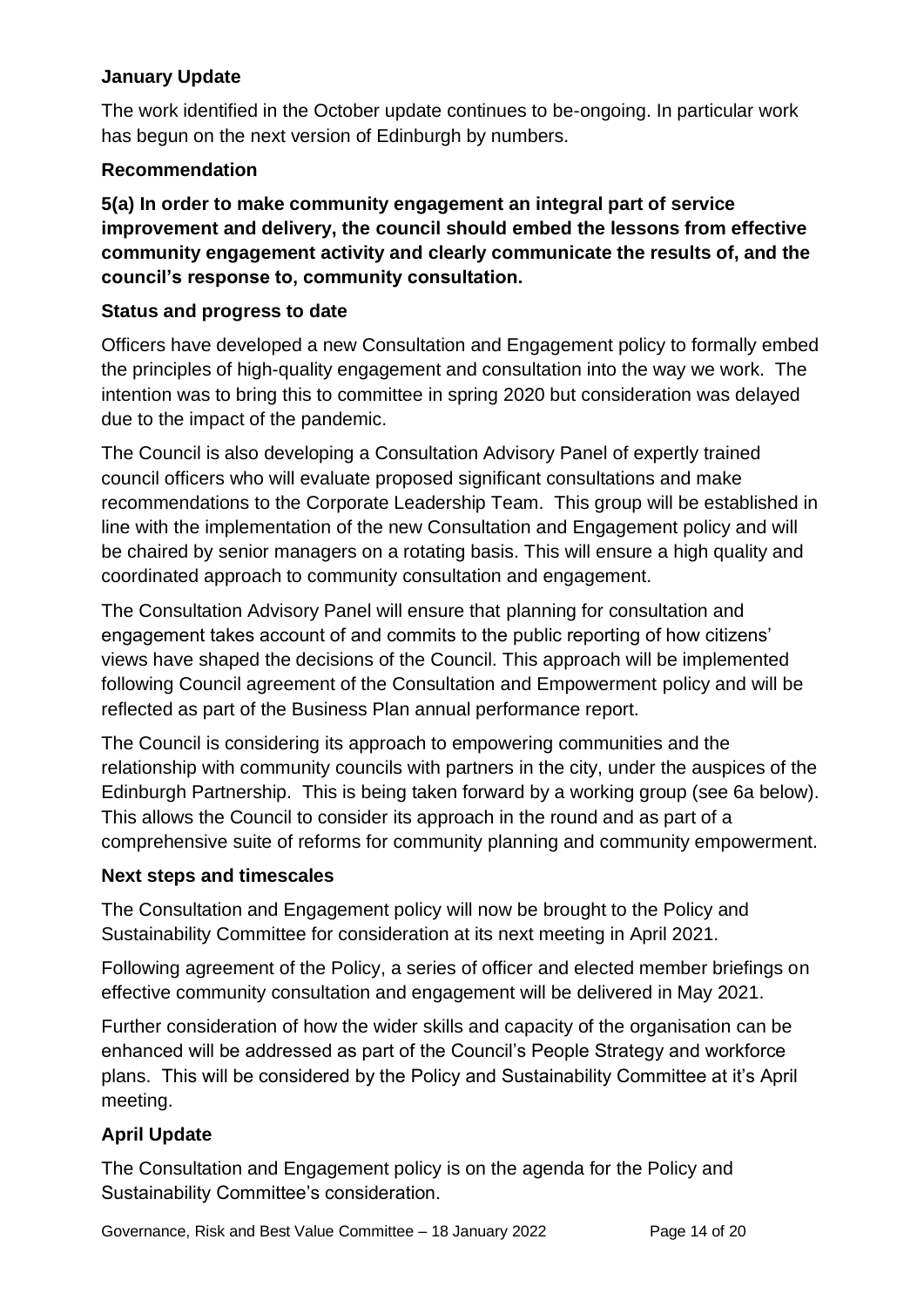**January Update**

The work identified in the October update continues to be-ongoing. In particular work has begun on the next version of Edinburgh by numbers.

**Recommendation**

**5(a) In order to make community engagement an integral part of service improvement and delivery, the council should embed the lessons from effective community engagement activity and clearly communicate the results of, and the council's response to, community consultation.**

**Status and progress to date**

Officers have developed a new Consultation and Engagement policy to formally embed the principles of high-quality engagement and consultation into the way we work. The intention was to bring this to committee in spring 2020 but consideration was delayed due to the impact of the pandemic.

The Council is also developing a Consultation Advisory Panel of expertly trained council officers who will evaluate proposed significant consultations and make recommendations to the Corporate Leadership Team. This group will be established in line with the implementation of the new Consultation and Engagement policy and will be chaired by senior managers on a rotating basis. This will ensure a high quality and coordinated approach to community consultation and engagement.

The Consultation Advisory Panel will ensure that planning for consultation and engagement takes account of and commits to the public reporting of how citizens' views have shaped the decisions of the Council. This approach will be implemented following Council agreement of the Consultation and Empowerment policy and will be reflected as part of the Business Plan annual performance report.

The Council is considering its approach to empowering communities and the relationship with community councils with partners in the city, under the auspices of the Edinburgh Partnership. This is being taken forward by a working group (see 6a below). This allows the Council to consider its approach in the round and as part of a comprehensive suite of reforms for community planning and community empowerment.

**Next steps and timescales**

The Consultation and Engagement policy will now be brought to the Policy and Sustainability Committee for consideration at its next meeting in April 2021.

Following agreement of the Policy, a series of officer and elected member briefings on effective community consultation and engagement will be delivered in May 2021.

Further consideration of how the wider skills and capacity of the organisation can be enhanced will be addressed as part of the Council's People Strategy and workforce plans. This will be considered by the Policy and Sustainability Committee at it's April meeting.

**April Update**

The Consultation and Engagement policy is on the agenda for the Policy and Sustainability Committee's consideration.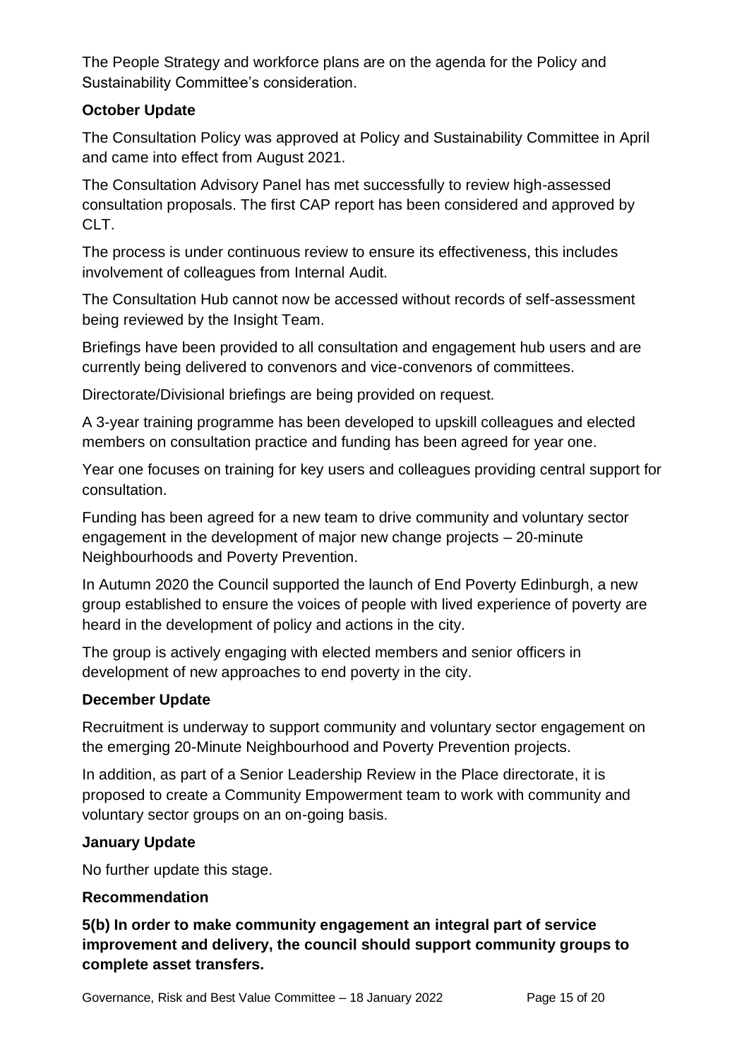The People Strategy and workforce plans are on the agenda for the Policy and Sustainability Committee's consideration.

**October Update**

The Consultation Policy was approved at Policy and Sustainability Committee in April and came into effect from August 2021.

The Consultation Advisory Panel has met successfully to review high-assessed consultation proposals. The first CAP report has been considered and approved by CLT.

The process is under continuous review to ensure its effectiveness, this includes involvement of colleagues from Internal Audit.

The Consultation Hub cannot now be accessed without records of self-assessment being reviewed by the Insight Team.

Briefings have been provided to all consultation and engagement hub users and are currently being delivered to convenors and vice-convenors of committees.

Directorate/Divisional briefings are being provided on request.

A 3-year training programme has been developed to upskill colleagues and elected members on consultation practice and funding has been agreed for year one.

Year one focuses on training for key users and colleagues providing central support for consultation.

Funding has been agreed for a new team to drive community and voluntary sector engagement in the development of major new change projects – 20-minute Neighbourhoods and Poverty Prevention.

In Autumn 2020 the Council supported the launch of End Poverty Edinburgh, a new group established to ensure the voices of people with lived experience of poverty are heard in the development of policy and actions in the city.

The group is actively engaging with elected members and senior officers in development of new approaches to end poverty in the city.

**December Update**

Recruitment is underway to support community and voluntary sector engagement on the emerging 20-Minute Neighbourhood and Poverty Prevention projects.

In addition, as part of a Senior Leadership Review in the Place directorate, it is proposed to create a Community Empowerment team to work with community and voluntary sector groups on an on-going basis.

**January Update**

No further update this stage.

**Recommendation**

**5(b) In order to make community engagement an integral part of service improvement and delivery, the council should support community groups to complete asset transfers.**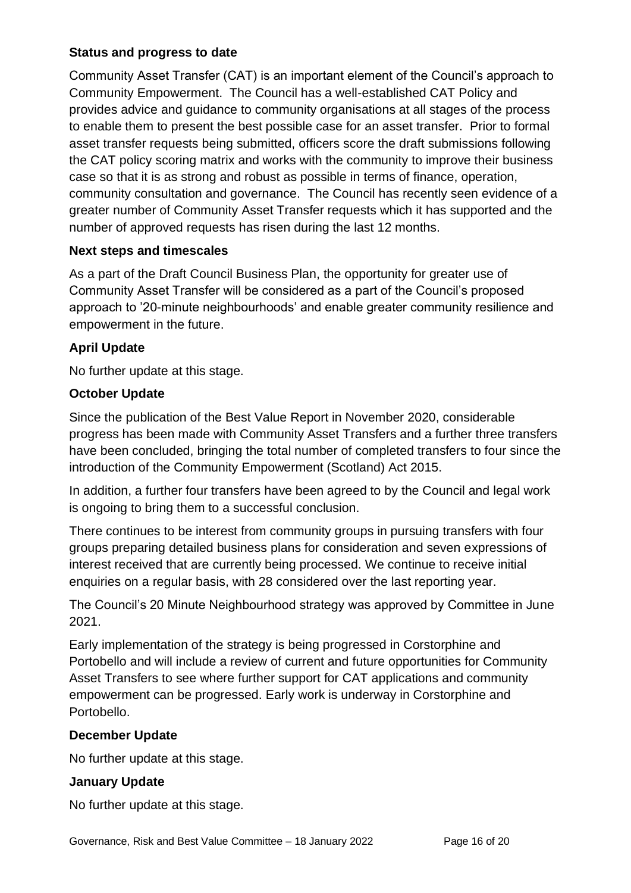**Status and progress to date**

Community Asset Transfer (CAT) is an important element of the Council's approach to Community Empowerment. The Council has a well-established CAT Policy and provides advice and guidance to community organisations at all stages of the process to enable them to present the best possible case for an asset transfer. Prior to formal asset transfer requests being submitted, officers score the draft submissions following the CAT policy scoring matrix and works with the community to improve their business case so that it is as strong and robust as possible in terms of finance, operation, community consultation and governance. The Council has recently seen evidence of a greater number of Community Asset Transfer requests which it has supported and the number of approved requests has risen during the last 12 months.

**Next steps and timescales**

As a part of the Draft Council Business Plan, the opportunity for greater use of Community Asset Transfer will be considered as a part of the Council's proposed approach to '20-minute neighbourhoods' and enable greater community resilience and empowerment in the future.

**April Update**

No further update at this stage.

**October Update**

Since the publication of the Best Value Report in November 2020, considerable progress has been made with Community Asset Transfers and a further three transfers have been concluded, bringing the total number of completed transfers to four since the introduction of the Community Empowerment (Scotland) Act 2015.

In addition, a further four transfers have been agreed to by the Council and legal work is ongoing to bring them to a successful conclusion.

There continues to be interest from community groups in pursuing transfers with four groups preparing detailed business plans for consideration and seven expressions of interest received that are currently being processed. We continue to receive initial enquiries on a regular basis, with 28 considered over the last reporting year.

The Council's 20 Minute Neighbourhood strategy was approved by Committee in June 2021.

Early implementation of the strategy is being progressed in Corstorphine and Portobello and will include a review of current and future opportunities for Community Asset Transfers to see where further support for CAT applications and community empowerment can be progressed. Early work is underway in Corstorphine and Portobello.

**December Update**

No further update at this stage.

**January Update**

No further update at this stage.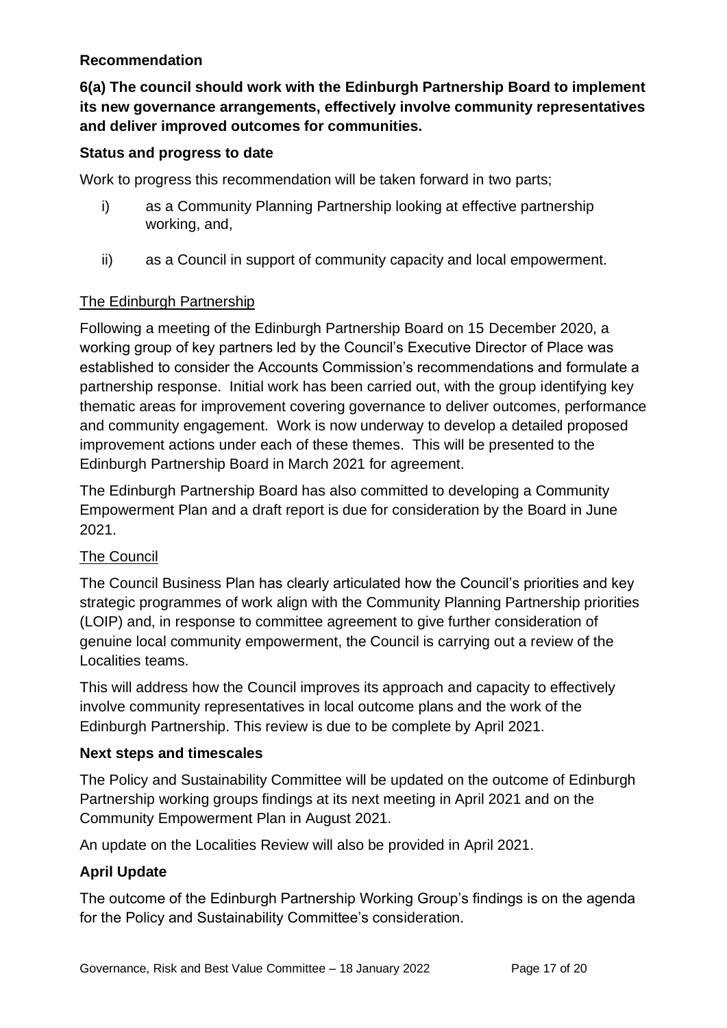**Recommendation**

**6(a) The council should work with the Edinburgh Partnership Board to implement its new governance arrangements, effectively involve community representatives and deliver improved outcomes for communities.**

**Status and progress to date**

Work to progress this recommendation will be taken forward in two parts;

i) as a Community Planning Partnership looking at effective partnership working, and,

ii) as a Council in support of community capacity and local empowerment.

The Edinburgh Partnership

Following a meeting of the Edinburgh Partnership Board on 15 December 2020, a working group of key partners led by the Council's Executive Director of Place was established to consider the Accounts Commission's recommendations and formulate a partnership response. Initial work has been carried out, with the group identifying key thematic areas for improvement covering governance to deliver outcomes, performance and community engagement. Work is now underway to develop a detailed proposed improvement actions under each of these themes. This will be presented to the Edinburgh Partnership Board in March 2021 for agreement.

The Edinburgh Partnership Board has also committed to developing a Community Empowerment Plan and a draft report is due for consideration by the Board in June 2021.

The Council

The Council Business Plan has clearly articulated how the Council's priorities and key strategic programmes of work align with the Community Planning Partnership priorities (LOIP) and, in response to committee agreement to give further consideration of genuine local community empowerment, the Council is carrying out a review of the Localities teams.

This will address how the Council improves its approach and capacity to effectively involve community representatives in local outcome plans and the work of the Edinburgh Partnership. This review is due to be complete by April 2021.

**Next steps and timescales**

The Policy and Sustainability Committee will be updated on the outcome of Edinburgh Partnership working groups findings at its next meeting in April 2021 and on the Community Empowerment Plan in August 2021.

An update on the Localities Review will also be provided in April 2021.

**April Update**

The outcome of the Edinburgh Partnership Working Group's findings is on the agenda for the Policy and Sustainability Committee's consideration.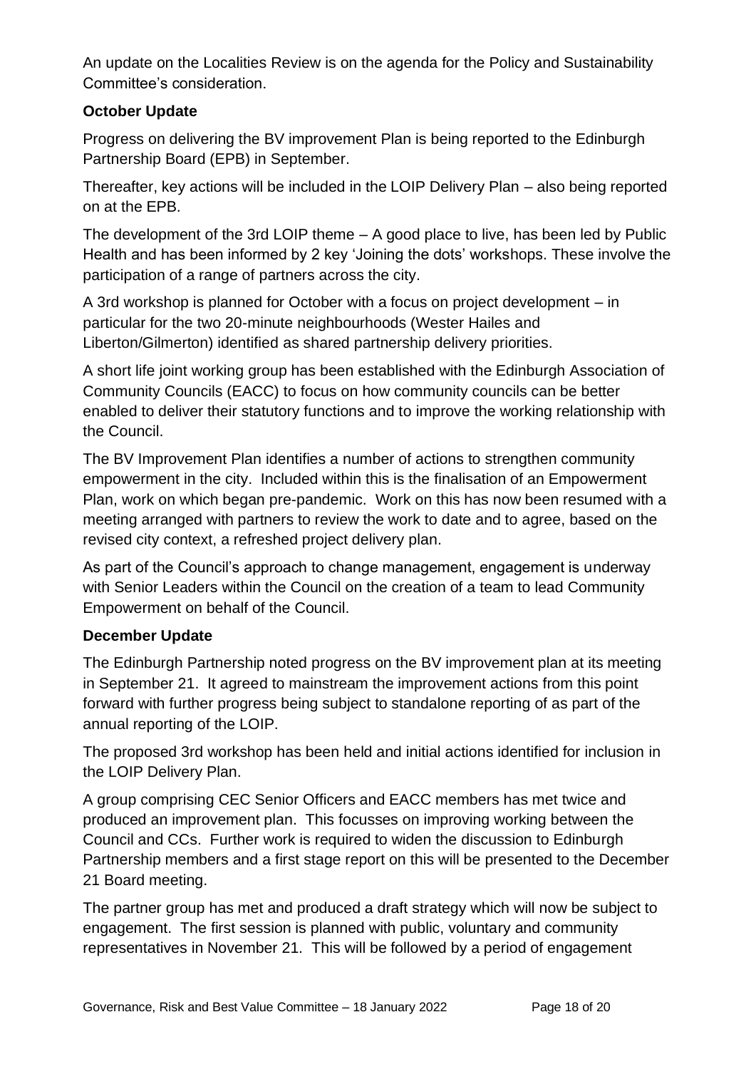An update on the Localities Review is on the agenda for the Policy and Sustainability Committee's consideration.

**October Update**

Progress on delivering the BV improvement Plan is being reported to the Edinburgh Partnership Board (EPB) in September.

Thereafter, key actions will be included in the LOIP Delivery Plan – also being reported on at the EPB.

The development of the 3rd LOIP theme – A good place to live, has been led by Public Health and has been informed by 2 key 'Joining the dots' workshops. These involve the participation of a range of partners across the city.

A 3rd workshop is planned for October with a focus on project development – in particular for the two 20-minute neighbourhoods (Wester Hailes and Liberton/Gilmerton) identified as shared partnership delivery priorities.

A short life joint working group has been established with the Edinburgh Association of Community Councils (EACC) to focus on how community councils can be better enabled to deliver their statutory functions and to improve the working relationship with the Council.

The BV Improvement Plan identifies a number of actions to strengthen community empowerment in the city. Included within this is the finalisation of an Empowerment Plan, work on which began pre-pandemic. Work on this has now been resumed with a meeting arranged with partners to review the work to date and to agree, based on the revised city context, a refreshed project delivery plan.

As part of the Council's approach to change management, engagement is underway with Senior Leaders within the Council on the creation of a team to lead Community Empowerment on behalf of the Council.

**December Update**

The Edinburgh Partnership noted progress on the BV improvement plan at its meeting in September 21. It agreed to mainstream the improvement actions from this point forward with further progress being subject to standalone reporting of as part of the annual reporting of the LOIP.

The proposed 3rd workshop has been held and initial actions identified for inclusion in the LOIP Delivery Plan.

A group comprising CEC Senior Officers and EACC members has met twice and produced an improvement plan. This focusses on improving working between the Council and CCs. Further work is required to widen the discussion to Edinburgh Partnership members and a first stage report on this will be presented to the December 21 Board meeting.

The partner group has met and produced a draft strategy which will now be subject to engagement. The first session is planned with public, voluntary and community representatives in November 21. This will be followed by a period of engagement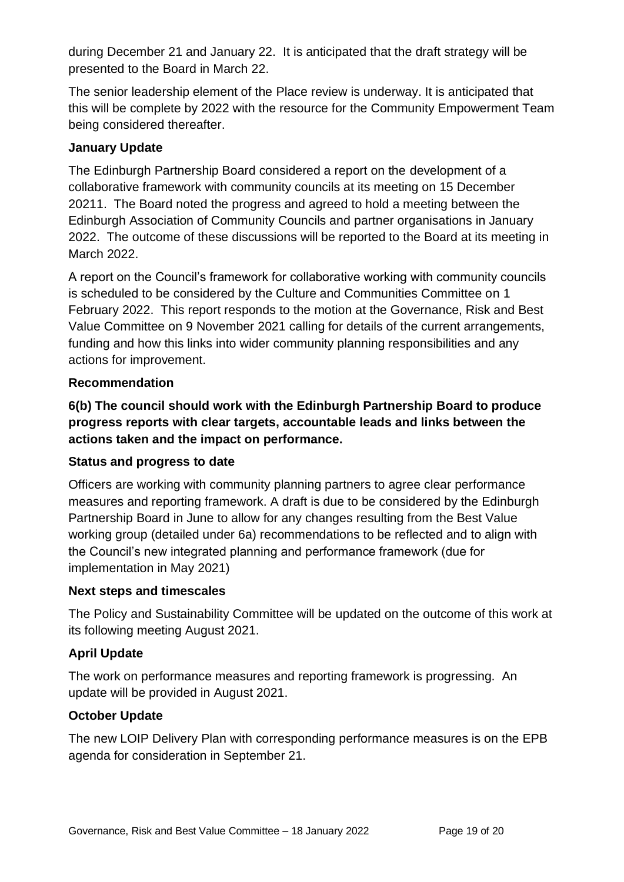during December 21 and January 22. It is anticipated that the draft strategy will be presented to the Board in March 22.

The senior leadership element of the Place review is underway. It is anticipated that this will be complete by 2022 with the resource for the Community Empowerment Team being considered thereafter.

**January Update**

The Edinburgh Partnership Board considered a report on the development of a collaborative framework with community councils at its meeting on 15 December 20211. The Board noted the progress and agreed to hold a meeting between the Edinburgh Association of Community Councils and partner organisations in January 2022. The outcome of these discussions will be reported to the Board at its meeting in March 2022.

A report on the Council's framework for collaborative working with community councils is scheduled to be considered by the Culture and Communities Committee on 1 February 2022. This report responds to the motion at the Governance, Risk and Best Value Committee on 9 November 2021 calling for details of the current arrangements, funding and how this links into wider community planning responsibilities and any actions for improvement.

**Recommendation**

**6(b) The council should work with the Edinburgh Partnership Board to produce progress reports with clear targets, accountable leads and links between the actions taken and the impact on performance.**

**Status and progress to date**

Officers are working with community planning partners to agree clear performance measures and reporting framework. A draft is due to be considered by the Edinburgh Partnership Board in June to allow for any changes resulting from the Best Value working group (detailed under 6a) recommendations to be reflected and to align with the Council's new integrated planning and performance framework (due for implementation in May 2021)

**Next steps and timescales**

The Policy and Sustainability Committee will be updated on the outcome of this work at its following meeting August 2021.

**April Update**

The work on performance measures and reporting framework is progressing. An update will be provided in August 2021.

**October Update**

The new LOIP Delivery Plan with corresponding performance measures is on the EPB agenda for consideration in September 21.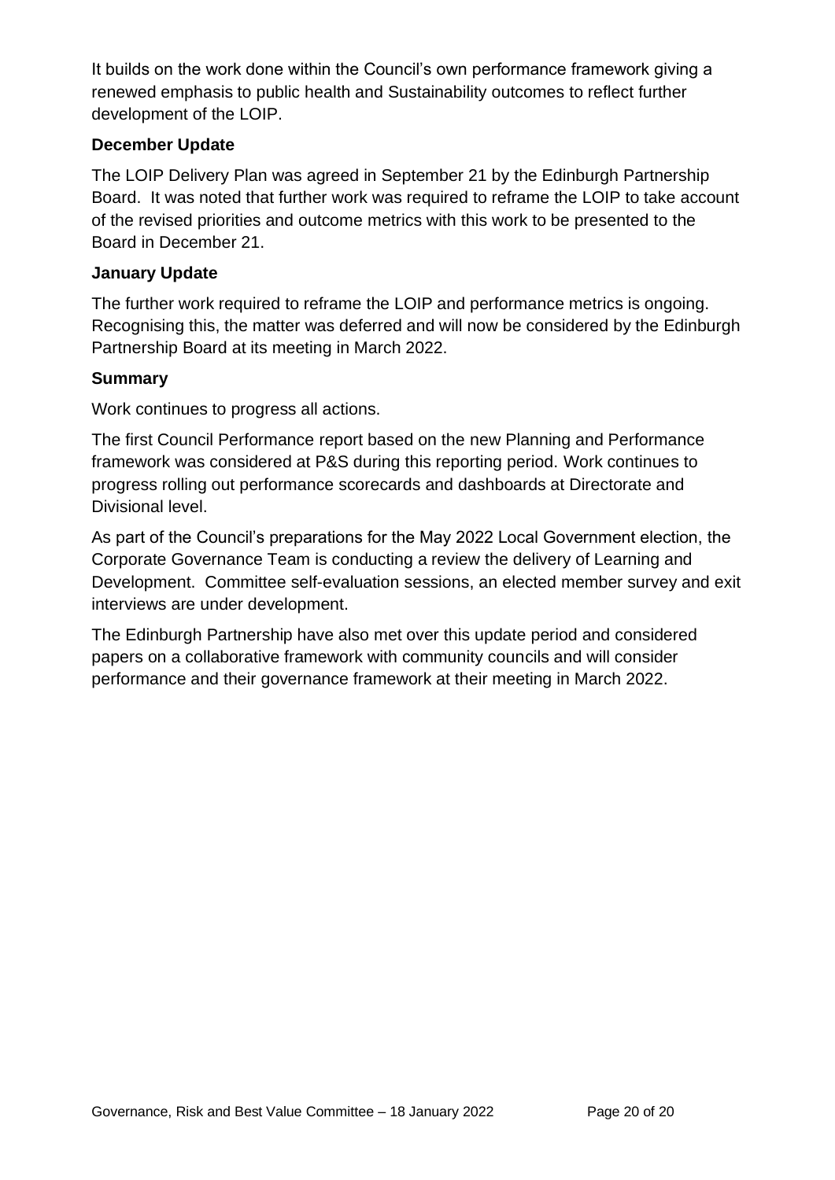It builds on the work done within the Council's own performance framework giving a renewed emphasis to public health and Sustainability outcomes to reflect further development of the LOIP.

**December Update**

The LOIP Delivery Plan was agreed in September 21 by the Edinburgh Partnership Board. It was noted that further work was required to reframe the LOIP to take account of the revised priorities and outcome metrics with this work to be presented to the Board in December 21.

**January Update**

The further work required to reframe the LOIP and performance metrics is ongoing. Recognising this, the matter was deferred and will now be considered by the Edinburgh Partnership Board at its meeting in March 2022.

**Summary**

Work continues to progress all actions.

The first Council Performance report based on the new Planning and Performance framework was considered at P&S during this reporting period. Work continues to progress rolling out performance scorecards and dashboards at Directorate and Divisional level.

As part of the Council's preparations for the May 2022 Local Government election, the Corporate Governance Team is conducting a review the delivery of Learning and Development. Committee self-evaluation sessions, an elected member survey and exit interviews are under development.

The Edinburgh Partnership have also met over this update period and considered papers on a collaborative framework with community councils and will consider performance and their governance framework at their meeting in March 2022.